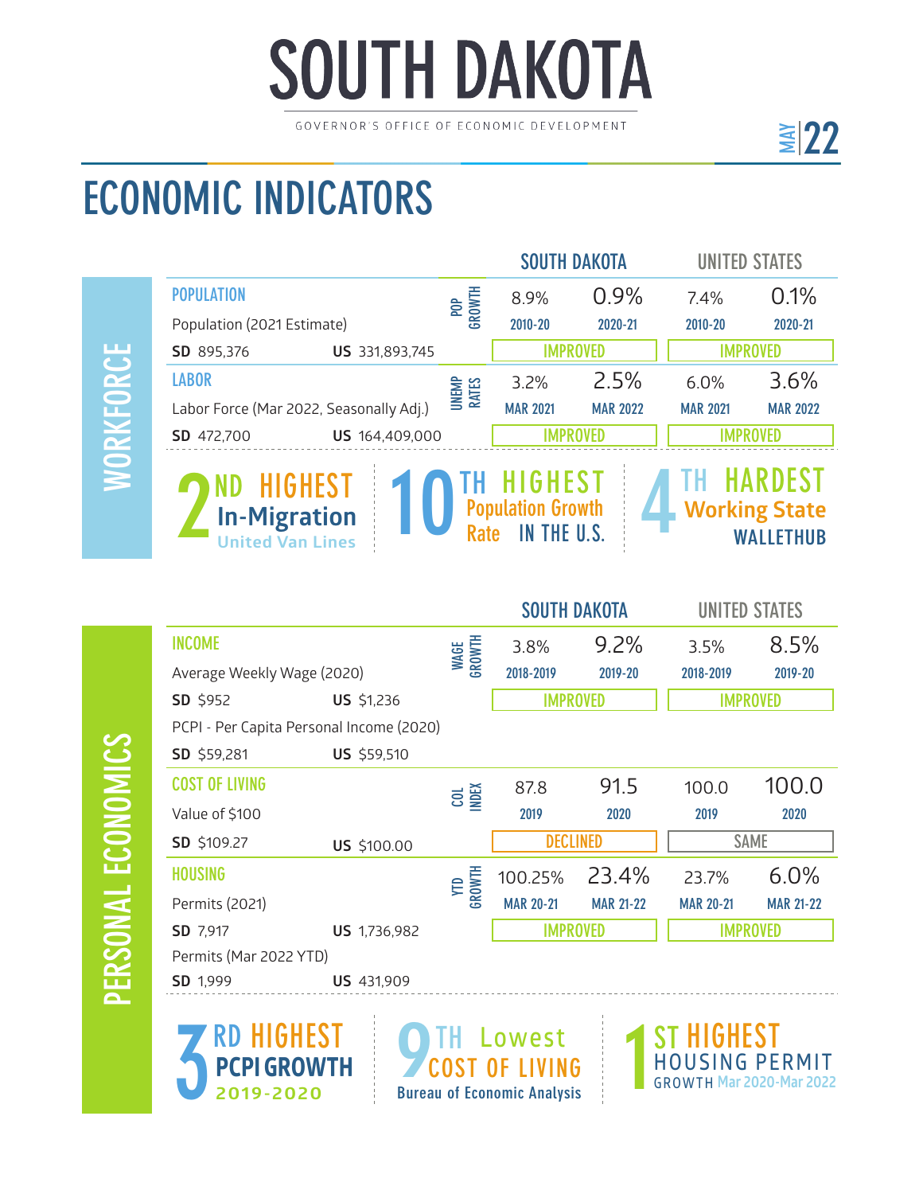# SOUTH DAKOTA

GOVERNOR'S OFFICE OF ECONOMIC DEVELOPMENT

MAY 22

## ECONOMIC INDICATORS

### WORKFORCE

| | | | SOUTH DAKOTA | | UNITED STATES | |
|---|---|---|---|---|---|---|
| **POPULATION** | | POP GROWTH | 8.9% | 0.9% | 7.4% | 0.1% |
| Population (2021 Estimate) | | | 2010-20 | 2020-21 | 2010-20 | 2020-21 |
| **SD** 895,376 | **US** 331,893,745 | | IMPROVED | | IMPROVED | |
| **LABOR** | | UNEMP RATES | 3.2% | 2.5% | 6.0% | 3.6% |
| Labor Force (Mar 2022, Seasonally Adj.) | | | MAR 2021 | MAR 2022 | MAR 2021 | MAR 2022 |
| **SD** 472,700 | **US** 164,409,000 | | IMPROVED | | IMPROVED | |

**2ND HIGHEST** In-Migration — United Van Lines

**10TH HIGHEST** Population Growth Rate IN THE U.S.

**4TH HARDEST** Working State — WALLETHUB

### PERSONAL ECONOMICS

| | | | SOUTH DAKOTA | | UNITED STATES | |
|---|---|---|---|---|---|---|
| **INCOME** | | WAGE GROWTH | 3.8% | 9.2% | 3.5% | 8.5% |
| Average Weekly Wage (2020) | | | 2018-2019 | 2019-20 | 2018-2019 | 2019-20 |
| **SD** $952 | **US** $1,236 | | IMPROVED | | IMPROVED | |
| PCPI - Per Capita Personal Income (2020) | | | | | | |
| **SD** $59,281 | **US** $59,510 | | | | | |
| **COST OF LIVING** | | COL INDEX | 87.8 | 91.5 | 100.0 | 100.0 |
| Value of $100 | | | 2019 | 2020 | 2019 | 2020 |
| **SD** $109.27 | **US** $100.00 | | DECLINED | | SAME | |
| **HOUSING** | | YTD GROWTH | 100.25% | 23.4% | 23.7% | 6.0% |
| Permits (2021) | | | MAR 20-21 | MAR 21-22 | MAR 20-21 | MAR 21-22 |
| **SD** 7,917 | **US** 1,736,982 | | IMPROVED | | IMPROVED | |
| Permits (Mar 2022 YTD) | | | | | | |
| **SD** 1,999 | **US** 431,909 | | | | | |

**3RD HIGHEST** PCPI GROWTH 2019-2020

**9TH Lowest** COST OF LIVING — Bureau of Economic Analysis

**1ST HIGHEST** HOUSING PERMIT GROWTH Mar 2020-Mar 2022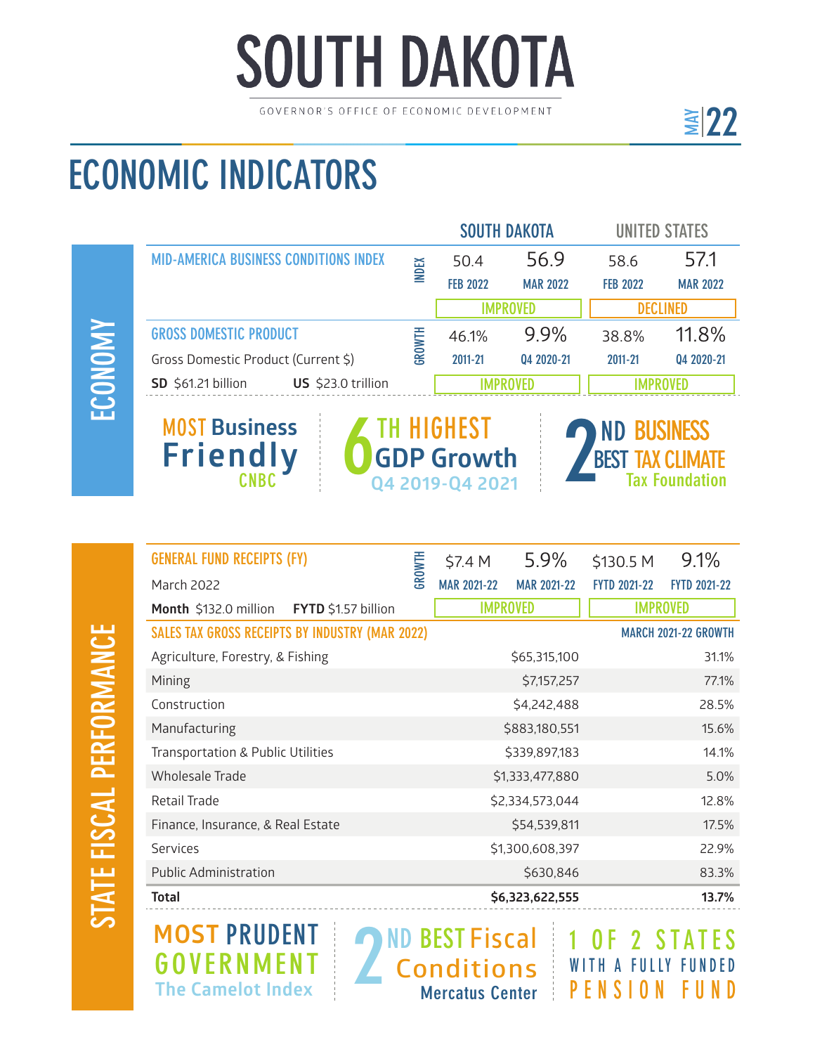# SOUTH DAKOTA

GOVERNOR'S OFFICE OF ECONOMIC DEVELOPMENT

MAY 22

# ECONOMIC INDICATORS

## ECONOMY

| | | SOUTH DAKOTA | | UNITED STATES | |
|---|---|---|---|---|---|
| **MID-AMERICA BUSINESS CONDITIONS INDEX** | INDEX | 50.4 FEB 2022 | 56.9 MAR 2022 | 58.6 FEB 2022 | 57.1 MAR 2022 |
| | | IMPROVED | | DECLINED | |
| **GROSS DOMESTIC PRODUCT** Gross Domestic Product (Current $) | GROWTH | 46.1% 2011-21 | 9.9% Q4 2020-21 | 38.8% 2011-21 | 11.8% Q4 2020-21 |
| **SD** $61.21 billion **US** $23.0 trillion | | IMPROVED | | IMPROVED | |

MOST Business Friendly — CNBC

6TH HIGHEST GDP Growth — Q4 2019-Q4 2021

2ND BUSINESS BEST TAX CLIMATE — Tax Foundation

## STATE FISCAL PERFORMANCE

| | | | | | |
|---|---|---|---|---|---|
| **GENERAL FUND RECEIPTS (FY)** March 2022 | GROWTH | $7.4 M MAR 2021-22 | 5.9% MAR 2021-22 | $130.5 M FYTD 2021-22 | 9.1% FYTD 2021-22 |
| **Month** $132.0 million **FYTD** $1.57 billion | | IMPROVED | | IMPROVED | |

| SALES TAX GROSS RECEIPTS BY INDUSTRY (MAR 2022) | | MARCH 2021-22 GROWTH |
|---|---|---|
| Agriculture, Forestry, & Fishing | $65,315,100 | 31.1% |
| Mining | $7,157,257 | 77.1% |
| Construction | $4,242,488 | 28.5% |
| Manufacturing | $883,180,551 | 15.6% |
| Transportation & Public Utilities | $339,897,183 | 14.1% |
| Wholesale Trade | $1,333,477,880 | 5.0% |
| Retail Trade | $2,334,573,044 | 12.8% |
| Finance, Insurance, & Real Estate | $54,539,811 | 17.5% |
| Services | $1,300,608,397 | 22.9% |
| Public Administration | $630,846 | 83.3% |
| **Total** | **$6,323,622,555** | **13.7%** |

MOST PRUDENT GOVERNMENT — The Camelot Index

2ND BEST Fiscal Conditions — Mercatus Center

1 OF 2 STATES WITH A FULLY FUNDED PENSION FUND